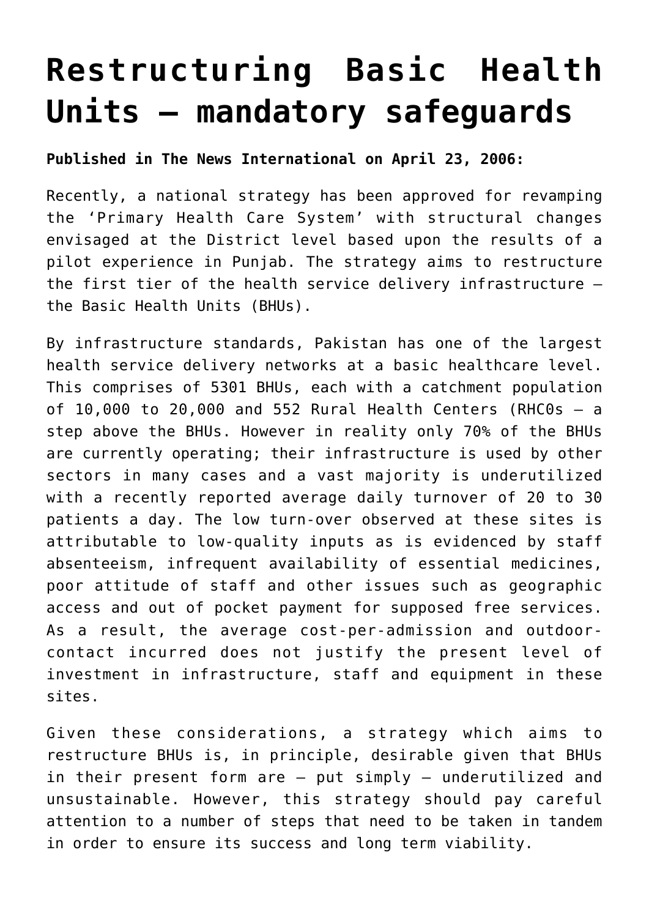# Restructuring Basic Health Units – mandatory safeguards

**Published in The News International on April 23, 2006:**

Recently, a national strategy has been approved for revamping the 'Primary Health Care System' with structural changes envisaged at the District level based upon the results of a pilot experience in Punjab. The strategy aims to restructure the first tier of the health service delivery infrastructure – the Basic Health Units (BHUs).

By infrastructure standards, Pakistan has one of the largest health service delivery networks at a basic healthcare level. This comprises of 5301 BHUs, each with a catchment population of 10,000 to 20,000 and 552 Rural Health Centers (RHC0s – a step above the BHUs. However in reality only 70% of the BHUs are currently operating; their infrastructure is used by other sectors in many cases and a vast majority is underutilized with a recently reported average daily turnover of 20 to 30 patients a day. The low turn-over observed at these sites is attributable to low-quality inputs as is evidenced by staff absenteeism, infrequent availability of essential medicines, poor attitude of staff and other issues such as geographic access and out of pocket payment for supposed free services. As a result, the average cost-per-admission and outdoor-contact incurred does not justify the present level of investment in infrastructure, staff and equipment in these sites.

Given these considerations, a strategy which aims to restructure BHUs is, in principle, desirable given that BHUs in their present form are – put simply – underutilized and unsustainable. However, this strategy should pay careful attention to a number of steps that need to be taken in tandem in order to ensure its success and long term viability.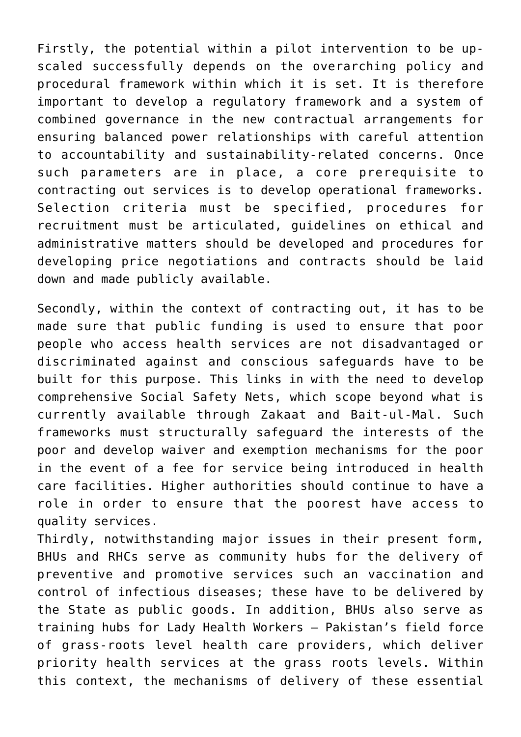Firstly, the potential within a pilot intervention to be up-scaled successfully depends on the overarching policy and procedural framework within which it is set. It is therefore important to develop a regulatory framework and a system of combined governance in the new contractual arrangements for ensuring balanced power relationships with careful attention to accountability and sustainability-related concerns. Once such parameters are in place, a core prerequisite to contracting out services is to develop operational frameworks. Selection criteria must be specified, procedures for recruitment must be articulated, guidelines on ethical and administrative matters should be developed and procedures for developing price negotiations and contracts should be laid down and made publicly available.

Secondly, within the context of contracting out, it has to be made sure that public funding is used to ensure that poor people who access health services are not disadvantaged or discriminated against and conscious safeguards have to be built for this purpose. This links in with the need to develop comprehensive Social Safety Nets, which scope beyond what is currently available through Zakaat and Bait-ul-Mal. Such frameworks must structurally safeguard the interests of the poor and develop waiver and exemption mechanisms for the poor in the event of a fee for service being introduced in health care facilities. Higher authorities should continue to have a role in order to ensure that the poorest have access to quality services.

Thirdly, notwithstanding major issues in their present form, BHUs and RHCs serve as community hubs for the delivery of preventive and promotive services such an vaccination and control of infectious diseases; these have to be delivered by the State as public goods. In addition, BHUs also serve as training hubs for Lady Health Workers – Pakistan's field force of grass-roots level health care providers, which deliver priority health services at the grass roots levels. Within this context, the mechanisms of delivery of these essential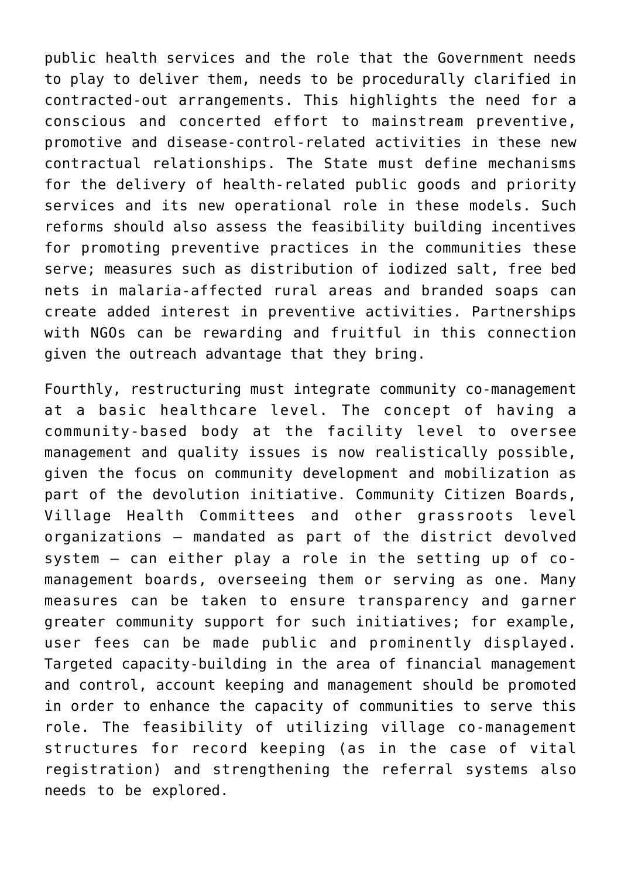public health services and the role that the Government needs to play to deliver them, needs to be procedurally clarified in contracted-out arrangements. This highlights the need for a conscious and concerted effort to mainstream preventive, promotive and disease-control-related activities in these new contractual relationships. The State must define mechanisms for the delivery of health-related public goods and priority services and its new operational role in these models. Such reforms should also assess the feasibility building incentives for promoting preventive practices in the communities these serve; measures such as distribution of iodized salt, free bed nets in malaria-affected rural areas and branded soaps can create added interest in preventive activities. Partnerships with NGOs can be rewarding and fruitful in this connection given the outreach advantage that they bring.

Fourthly, restructuring must integrate community co-management at a basic healthcare level. The concept of having a community-based body at the facility level to oversee management and quality issues is now realistically possible, given the focus on community development and mobilization as part of the devolution initiative. Community Citizen Boards, Village Health Committees and other grassroots level organizations – mandated as part of the district devolved system – can either play a role in the setting up of co-management boards, overseeing them or serving as one. Many measures can be taken to ensure transparency and garner greater community support for such initiatives; for example, user fees can be made public and prominently displayed. Targeted capacity-building in the area of financial management and control, account keeping and management should be promoted in order to enhance the capacity of communities to serve this role. The feasibility of utilizing village co-management structures for record keeping (as in the case of vital registration) and strengthening the referral systems also needs to be explored.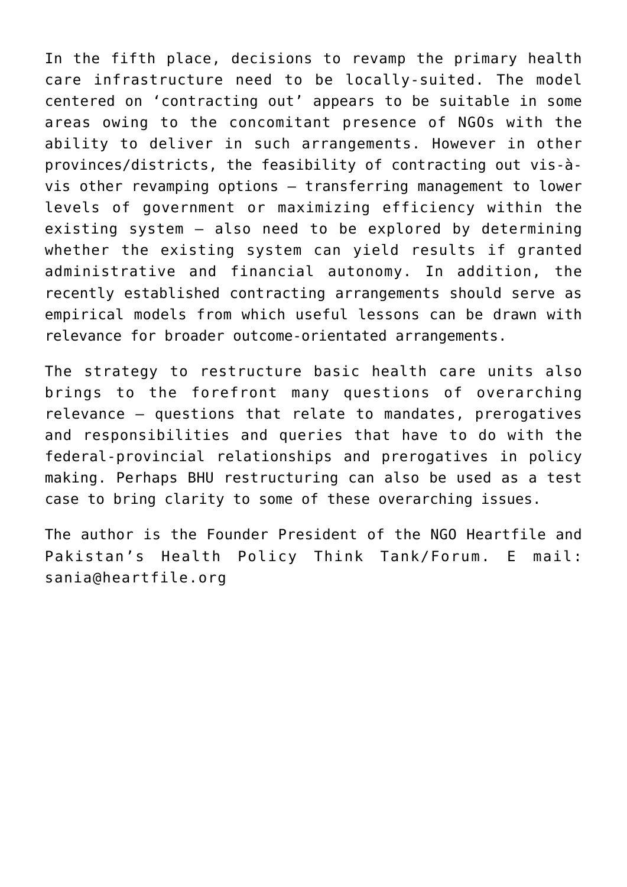In the fifth place, decisions to revamp the primary health care infrastructure need to be locally-suited. The model centered on 'contracting out' appears to be suitable in some areas owing to the concomitant presence of NGOs with the ability to deliver in such arrangements. However in other provinces/districts, the feasibility of contracting out vis-à-vis other revamping options – transferring management to lower levels of government or maximizing efficiency within the existing system – also need to be explored by determining whether the existing system can yield results if granted administrative and financial autonomy. In addition, the recently established contracting arrangements should serve as empirical models from which useful lessons can be drawn with relevance for broader outcome-orientated arrangements.

The strategy to restructure basic health care units also brings to the forefront many questions of overarching relevance – questions that relate to mandates, prerogatives and responsibilities and queries that have to do with the federal-provincial relationships and prerogatives in policy making. Perhaps BHU restructuring can also be used as a test case to bring clarity to some of these overarching issues.

The author is the Founder President of the NGO Heartfile and Pakistan's Health Policy Think Tank/Forum. E mail: sania@heartfile.org